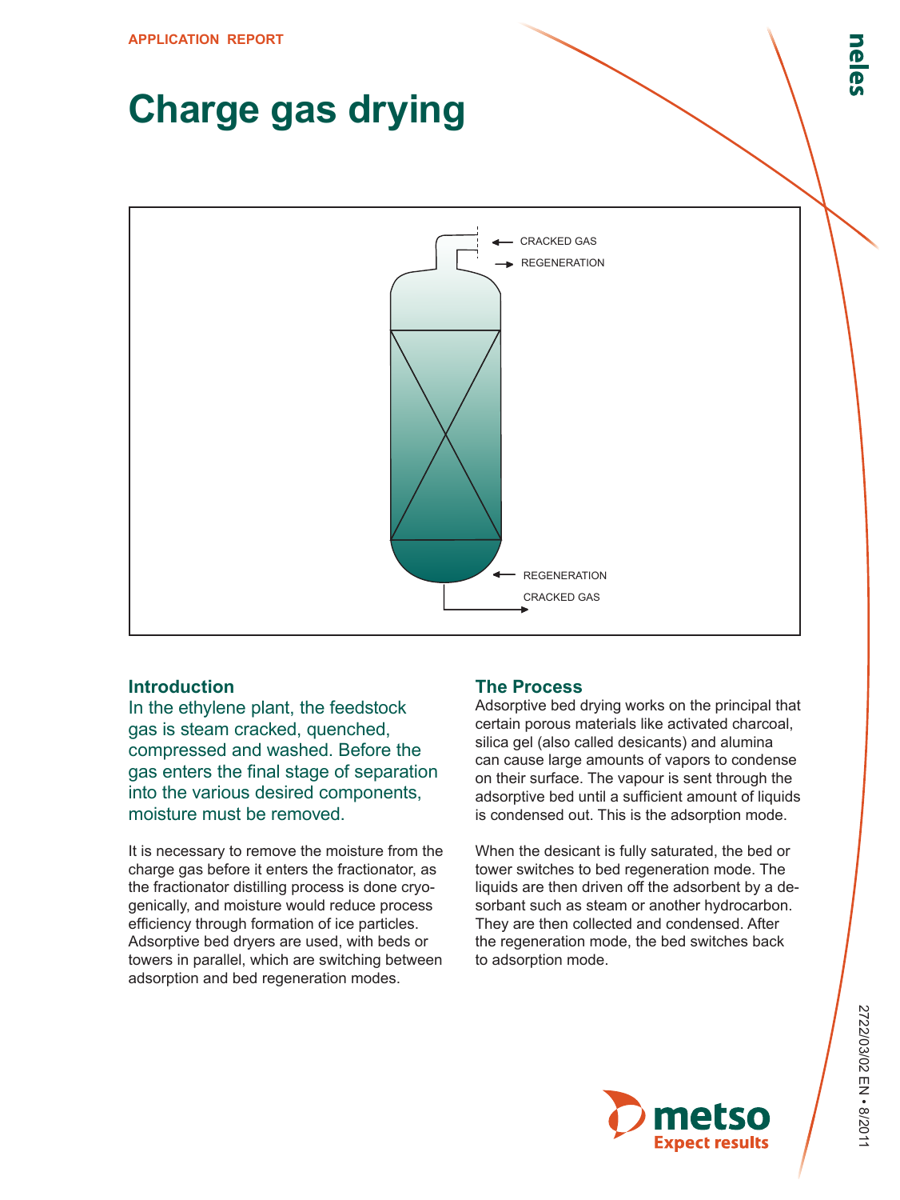APPLICATION REPORT

# Charge gas drying

CRACKED GAS

REGENERATION

REGENERATION

CRACKED GAS

## Introduction

In the ethylene plant, the feedstock gas is steam cracked, quenched, compressed and washed. Before the gas enters the final stage of separation into the various desired components, moisture must be removed.

It is necessary to remove the moisture from the charge gas before it enters the fractionator, as the fractionator distilling process is done cryogenically, and moisture would reduce process efficiency through formation of ice particles. Adsorptive bed dryers are used, with beds or towers in parallel, which are switching between adsorption and bed regeneration modes.

## The Process

Adsorptive bed drying works on the principal that certain porous materials like activated charcoal, silica gel (also called desicants) and alumina can cause large amounts of vapors to condense on their surface. The vapour is sent through the adsorptive bed until a sufficient amount of liquids is condensed out. This is the adsorption mode.

When the desicant is fully saturated, the bed or tower switches to bed regeneration mode. The liquids are then driven off the adsorbent by a desorbant such as steam or another hydrocarbon. They are then collected and condensed. After the regeneration mode, the bed switches back to adsorption mode.

2722/03/02 EN • 8/2011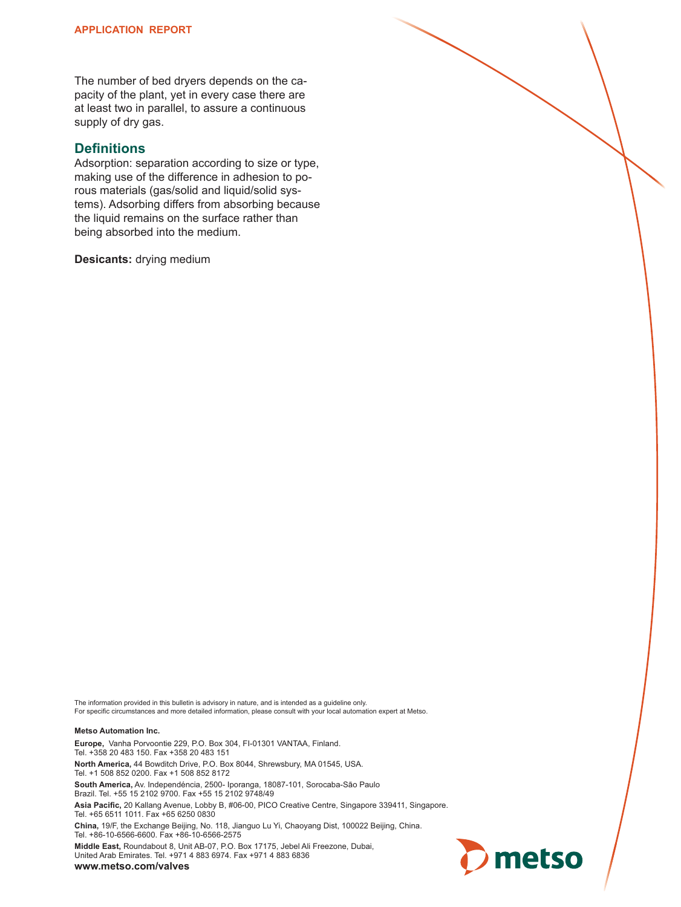The number of bed dryers depends on the capacity of the plant, yet in every case there are at least two in parallel, to assure a continuous supply of dry gas.

## Definitions

Adsorption: separation according to size or type, making use of the difference in adhesion to porous materials (gas/solid and liquid/solid systems). Adsorbing differs from absorbing because the liquid remains on the surface rather than being absorbed into the medium.

**Desicants:** drying medium

The information provided in this bulletin is advisory in nature, and is intended as a guideline only.
For specific circumstances and more detailed information, please consult with your local automation expert at Metso.

**Metso Automation Inc.**

**Europe,** Vanha Porvoontie 229, P.O. Box 304, FI-01301 VANTAA, Finland.
Tel. +358 20 483 150. Fax +358 20 483 151

**North America,** 44 Bowditch Drive, P.O. Box 8044, Shrewsbury, MA 01545, USA.
Tel. +1 508 852 0200. Fax +1 508 852 8172

**South America,** Av. Independência, 2500- Iporanga, 18087-101, Sorocaba-São Paulo
Brazil. Tel. +55 15 2102 9700. Fax +55 15 2102 9748/49

**Asia Pacific,** 20 Kallang Avenue, Lobby B, #06-00, PICO Creative Centre, Singapore 339411, Singapore.
Tel. +65 6511 1011. Fax +65 6250 0830

**China,** 19/F, the Exchange Beijing, No. 118, Jianguo Lu Yi, Chaoyang Dist, 100022 Beijing, China.
Tel. +86-10-6566-6600. Fax +86-10-6566-2575

**Middle East,** Roundabout 8, Unit AB-07, P.O. Box 17175, Jebel Ali Freezone, Dubai,
United Arab Emirates. Tel. +971 4 883 6974. Fax +971 4 883 6836

**www.metso.com/valves**

metso